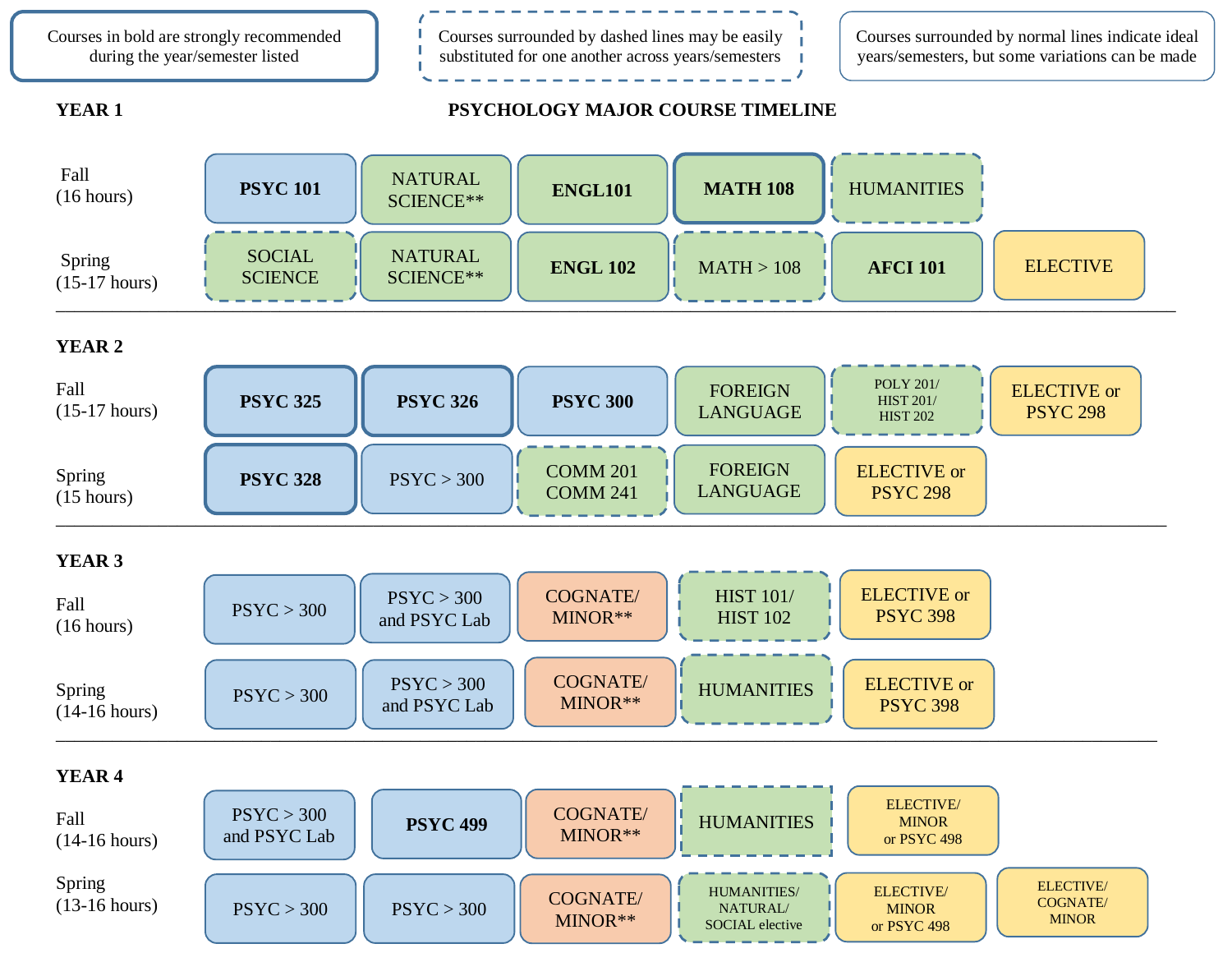Courses in bold are strongly recommended during the year/semester listed

Courses surrounded by dashed lines may be easily substituted for one another across years/semesters

Courses surrounded by normal lines indicate ideal years/semesters, but some variations can be made

# PSYCHOLOGY MAJOR COURSE TIMELINE

## YEAR 1

| Semester | | | | | | |
|---|---|---|---|---|---|---|
| Fall (16 hours) | **PSYC 101** | NATURAL SCIENCE** | **ENGL101** | **MATH 108** | HUMANITIES | |
| Spring (15-17 hours) | SOCIAL SCIENCE | NATURAL SCIENCE** | **ENGL 102** | MATH > 108 | **AFCI 101** | ELECTIVE |

## YEAR 2

| Semester | | | | | | |
|---|---|---|---|---|---|---|
| Fall (15-17 hours) | **PSYC 325** | **PSYC 326** | **PSYC 300** | FOREIGN LANGUAGE | POLY 201/ HIST 201/ HIST 202 | ELECTIVE or PSYC 298 |
| Spring (15 hours) | **PSYC 328** | PSYC > 300 | COMM 201 COMM 241 | FOREIGN LANGUAGE | ELECTIVE or PSYC 298 | |

## YEAR 3

| Semester | | | | | |
|---|---|---|---|---|---|
| Fall (16 hours) | PSYC > 300 | PSYC > 300 and PSYC Lab | COGNATE/ MINOR** | HIST 101/ HIST 102 | ELECTIVE or PSYC 398 |
| Spring (14-16 hours) | PSYC > 300 | PSYC > 300 and PSYC Lab | COGNATE/ MINOR** | HUMANITIES | ELECTIVE or PSYC 398 |

## YEAR 4

| Semester | | | | | | |
|---|---|---|---|---|---|---|
| Fall (14-16 hours) | PSYC > 300 and PSYC Lab | **PSYC 499** | COGNATE/ MINOR** | HUMANITIES | ELECTIVE/ MINOR or PSYC 498 | |
| Spring (13-16 hours) | PSYC > 300 | PSYC > 300 | COGNATE/ MINOR** | HUMANITIES/ NATURAL/ SOCIAL elective | ELECTIVE/ MINOR or PSYC 498 | ELECTIVE/ COGNATE/ MINOR |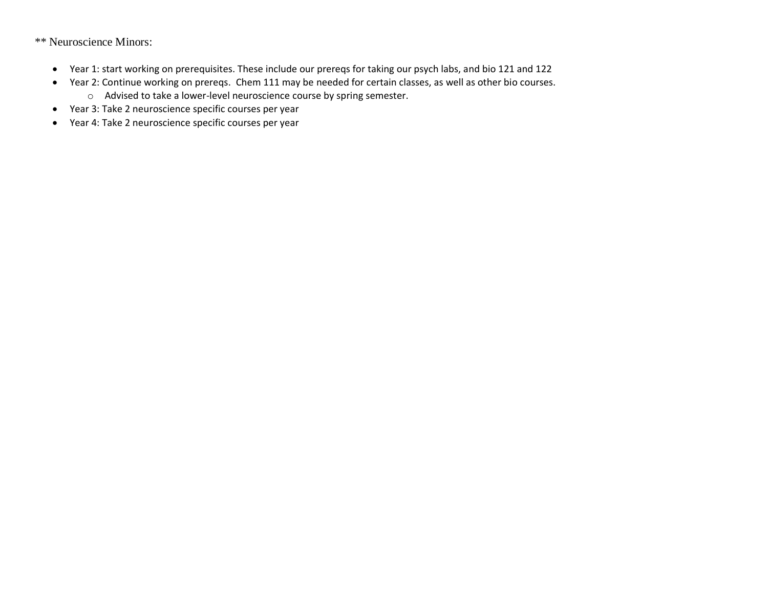** Neuroscience Minors:

- Year 1: start working on prerequisites. These include our prereqs for taking our psych labs, and bio 121 and 122
- Year 2: Continue working on prereqs.  Chem 111 may be needed for certain classes, as well as other bio courses.
  - Advised to take a lower-level neuroscience course by spring semester.
- Year 3: Take 2 neuroscience specific courses per year
- Year 4: Take 2 neuroscience specific courses per year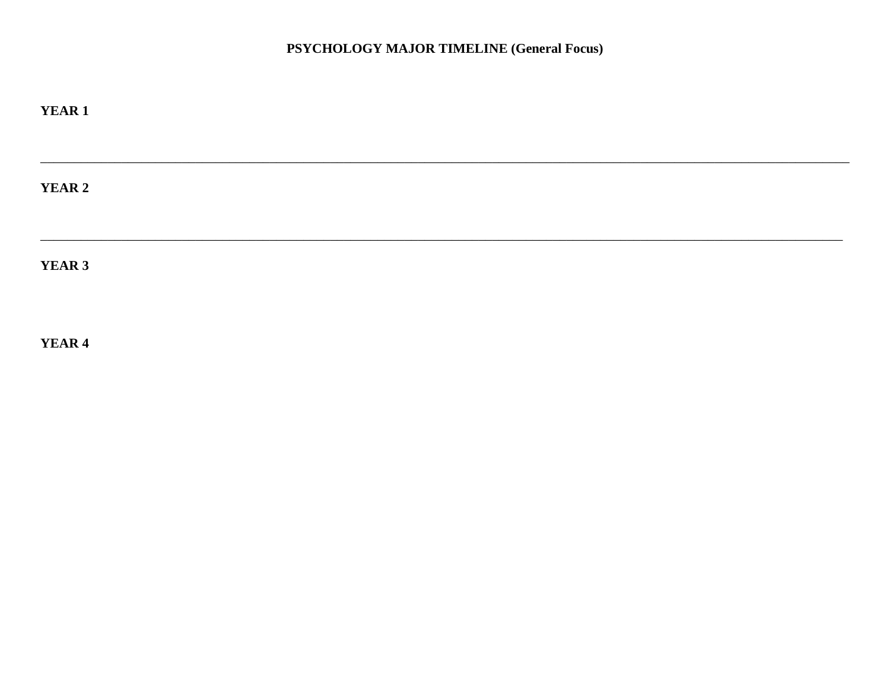**PSYCHOLOGY MAJOR TIMELINE (General Focus)**

**YEAR 1**

---

**YEAR 2**

---

**YEAR 3**

**YEAR 4**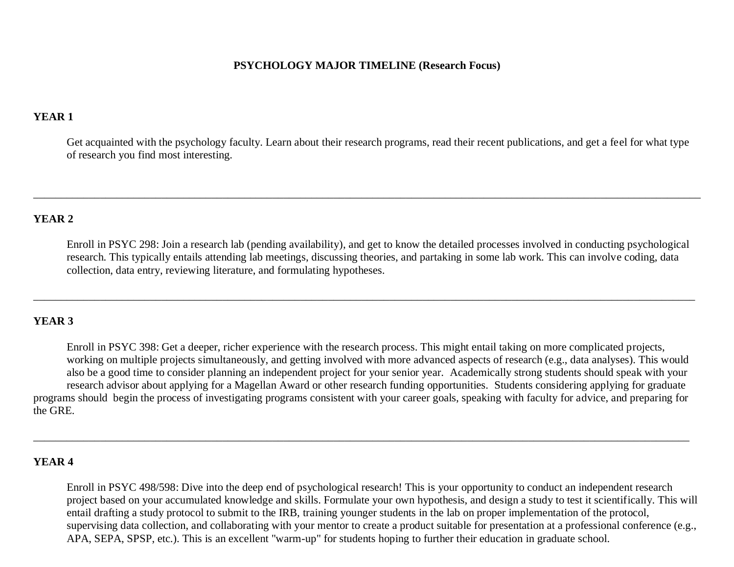**PSYCHOLOGY MAJOR TIMELINE (Research Focus)**

**YEAR 1**

Get acquainted with the psychology faculty. Learn about their research programs, read their recent publications, and get a feel for what type of research you find most interesting.

---

**YEAR 2**

Enroll in PSYC 298: Join a research lab (pending availability), and get to know the detailed processes involved in conducting psychological research. This typically entails attending lab meetings, discussing theories, and partaking in some lab work. This can involve coding, data collection, data entry, reviewing literature, and formulating hypotheses.

---

**YEAR 3**

Enroll in PSYC 398: Get a deeper, richer experience with the research process. This might entail taking on more complicated projects, working on multiple projects simultaneously, and getting involved with more advanced aspects of research (e.g., data analyses). This would also be a good time to consider planning an independent project for your senior year. Academically strong students should speak with your research advisor about applying for a Magellan Award or other research funding opportunities. Students considering applying for graduate programs should begin the process of investigating programs consistent with your career goals, speaking with faculty for advice, and preparing for the GRE.

---

**YEAR 4**

Enroll in PSYC 498/598: Dive into the deep end of psychological research! This is your opportunity to conduct an independent research project based on your accumulated knowledge and skills. Formulate your own hypothesis, and design a study to test it scientifically. This will entail drafting a study protocol to submit to the IRB, training younger students in the lab on proper implementation of the protocol, supervising data collection, and collaborating with your mentor to create a product suitable for presentation at a professional conference (e.g., APA, SEPA, SPSP, etc.). This is an excellent "warm-up" for students hoping to further their education in graduate school.